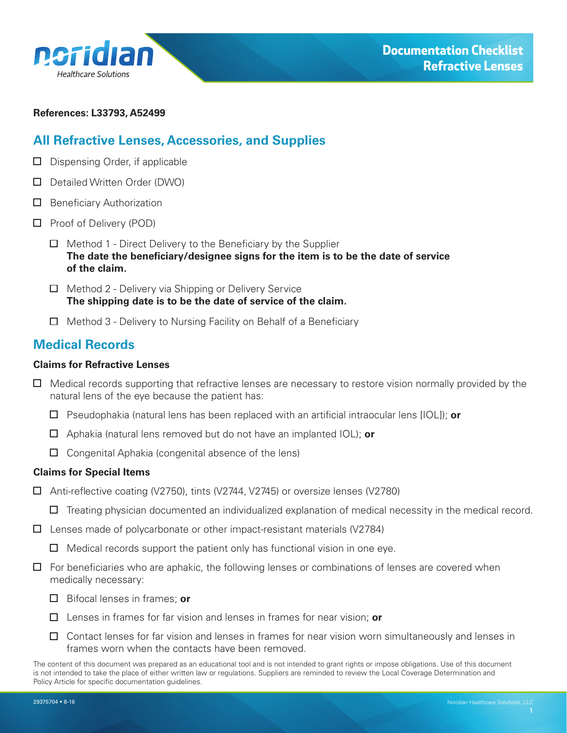# Documentation Checklist Refractive Lenses

**References: L33793, A52499**

## All Refractive Lenses, Accessories, and Supplies

- ☐ Dispensing Order, if applicable
- ☐ Detailed Written Order (DWO)
- ☐ Beneficiary Authorization
- ☐ Proof of Delivery (POD)
  - ☐ Method 1 - Direct Delivery to the Beneficiary by the Supplier
    **The date the beneficiary/designee signs for the item is to be the date of service of the claim.**
  - ☐ Method 2 - Delivery via Shipping or Delivery Service
    **The shipping date is to be the date of service of the claim.**
  - ☐ Method 3 - Delivery to Nursing Facility on Behalf of a Beneficiary

## Medical Records

### Claims for Refractive Lenses

- ☐ Medical records supporting that refractive lenses are necessary to restore vision normally provided by the natural lens of the eye because the patient has:
  - ☐ Pseudophakia (natural lens has been replaced with an artificial intraocular lens [IOL]); **or**
  - ☐ Aphakia (natural lens removed but do not have an implanted IOL); **or**
  - ☐ Congenital Aphakia (congenital absence of the lens)

### Claims for Special Items

- ☐ Anti-reflective coating (V2750), tints (V2744, V2745) or oversize lenses (V2780)
  - ☐ Treating physician documented an individualized explanation of medical necessity in the medical record.
- ☐ Lenses made of polycarbonate or other impact-resistant materials (V2784)
  - ☐ Medical records support the patient only has functional vision in one eye.
- ☐ For beneficiaries who are aphakic, the following lenses or combinations of lenses are covered when medically necessary:
  - ☐ Bifocal lenses in frames; **or**
  - ☐ Lenses in frames for far vision and lenses in frames for near vision; **or**
  - ☐ Contact lenses for far vision and lenses in frames for near vision worn simultaneously and lenses in frames worn when the contacts have been removed.

The content of this document was prepared as an educational tool and is not intended to grant rights or impose obligations. Use of this document is not intended to take the place of either written law or regulations. Suppliers are reminded to review the Local Coverage Determination and Policy Article for specific documentation guidelines.

29375704 • 8-16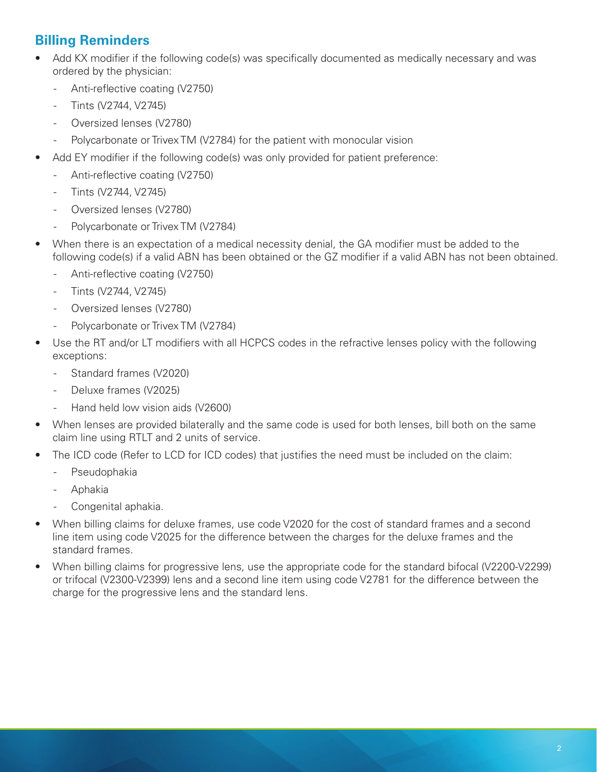## Billing Reminders

- Add KX modifier if the following code(s) was specifically documented as medically necessary and was ordered by the physician:
  - Anti-reflective coating (V2750)
  - Tints (V2744, V2745)
  - Oversized lenses (V2780)
  - Polycarbonate or Trivex TM (V2784) for the patient with monocular vision
- Add EY modifier if the following code(s) was only provided for patient preference:
  - Anti-reflective coating (V2750)
  - Tints (V2744, V2745)
  - Oversized lenses (V2780)
  - Polycarbonate or Trivex TM (V2784)
- When there is an expectation of a medical necessity denial, the GA modifier must be added to the following code(s) if a valid ABN has been obtained or the GZ modifier if a valid ABN has not been obtained.
  - Anti-reflective coating (V2750)
  - Tints (V2744, V2745)
  - Oversized lenses (V2780)
  - Polycarbonate or Trivex TM (V2784)
- Use the RT and/or LT modifiers with all HCPCS codes in the refractive lenses policy with the following exceptions:
  - Standard frames (V2020)
  - Deluxe frames (V2025)
  - Hand held low vision aids (V2600)
- When lenses are provided bilaterally and the same code is used for both lenses, bill both on the same claim line using RTLT and 2 units of service.
- The ICD code (Refer to LCD for ICD codes) that justifies the need must be included on the claim:
  - Pseudophakia
  - Aphakia
  - Congenital aphakia.
- When billing claims for deluxe frames, use code V2020 for the cost of standard frames and a second line item using code V2025 for the difference between the charges for the deluxe frames and the standard frames.
- When billing claims for progressive lens, use the appropriate code for the standard bifocal (V2200-V2299) or trifocal (V2300-V2399) lens and a second line item using code V2781 for the difference between the charge for the progressive lens and the standard lens.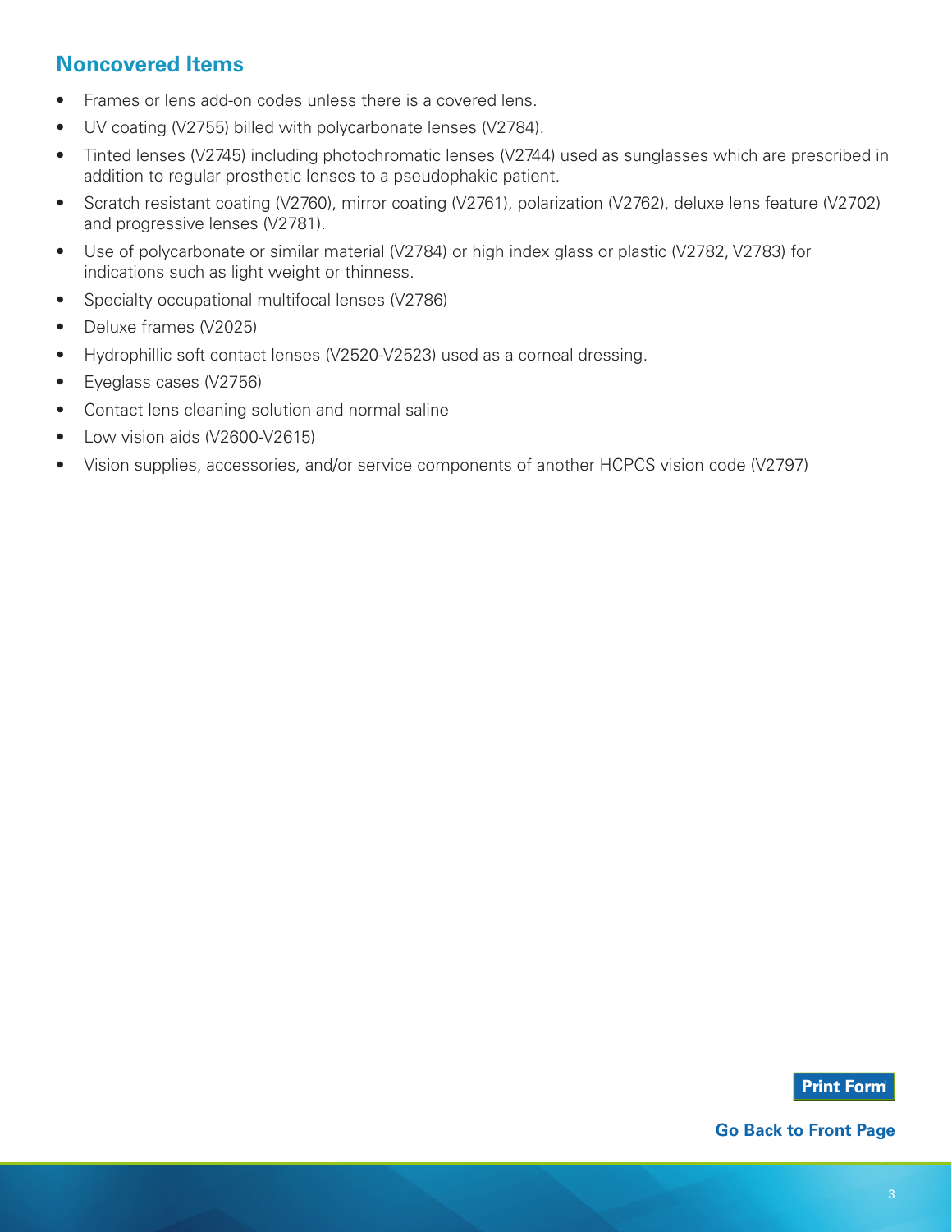## Noncovered Items

- Frames or lens add-on codes unless there is a covered lens.
- UV coating (V2755) billed with polycarbonate lenses (V2784).
- Tinted lenses (V2745) including photochromatic lenses (V2744) used as sunglasses which are prescribed in addition to regular prosthetic lenses to a pseudophakic patient.
- Scratch resistant coating (V2760), mirror coating (V2761), polarization (V2762), deluxe lens feature (V2702) and progressive lenses (V2781).
- Use of polycarbonate or similar material (V2784) or high index glass or plastic (V2782, V2783) for indications such as light weight or thinness.
- Specialty occupational multifocal lenses (V2786)
- Deluxe frames (V2025)
- Hydrophillic soft contact lenses (V2520-V2523) used as a corneal dressing.
- Eyeglass cases (V2756)
- Contact lens cleaning solution and normal saline
- Low vision aids (V2600-V2615)
- Vision supplies, accessories, and/or service components of another HCPCS vision code (V2797)

Print Form

Go Back to Front Page